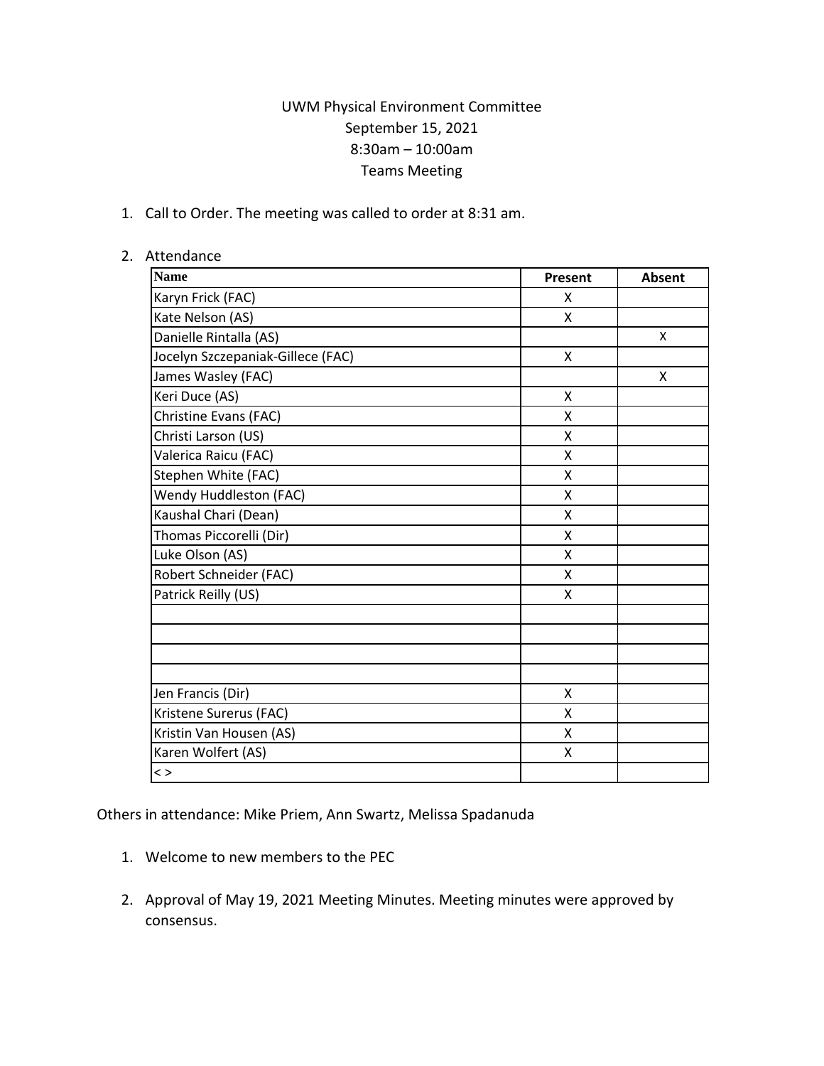UWM Physical Environment Committee
September 15, 2021
8:30am – 10:00am
Teams Meeting

1. Call to Order. The meeting was called to order at 8:31 am.

2. Attendance

| Name | Present | Absent |
| --- | --- | --- |
| Karyn Frick (FAC) | X | |
| Kate Nelson (AS) | X | |
| Danielle Rintalla (AS) | | X |
| Jocelyn Szczepaniak-Gillece (FAC) | X | |
| James Wasley (FAC) | | X |
| Keri Duce (AS) | X | |
| Christine Evans (FAC) | X | |
| Christi Larson (US) | X | |
| Valerica Raicu (FAC) | X | |
| Stephen White (FAC) | X | |
| Wendy Huddleston (FAC) | X | |
| Kaushal Chari (Dean) | X | |
| Thomas Piccorelli (Dir) | X | |
| Luke Olson (AS) | X | |
| Robert Schneider (FAC) | X | |
| Patrick Reilly (US) | X | |
| | | |
| | | |
| | | |
| | | |
| Jen Francis (Dir) | X | |
| Kristene Surerus (FAC) | X | |
| Kristin Van Housen (AS) | X | |
| Karen Wolfert (AS) | X | |
| < > | | |

Others in attendance: Mike Priem, Ann Swartz, Melissa Spadanuda

1. Welcome to new members to the PEC

2. Approval of May 19, 2021 Meeting Minutes. Meeting minutes were approved by consensus.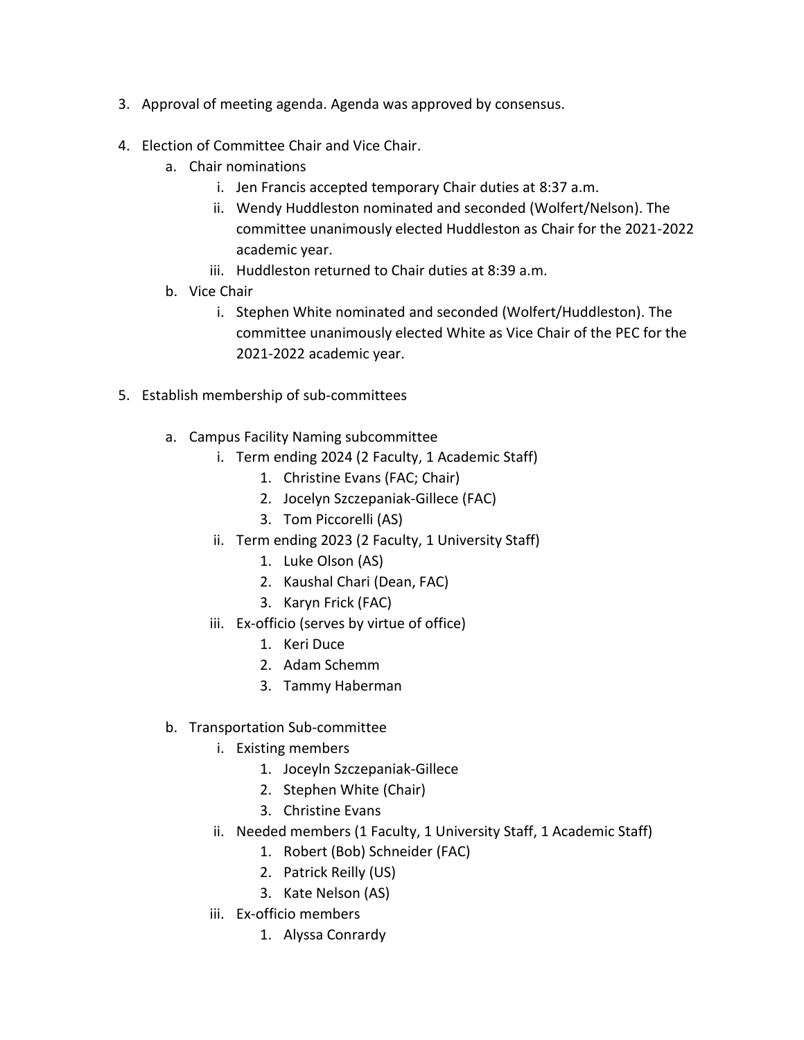3. Approval of meeting agenda. Agenda was approved by consensus.

4. Election of Committee Chair and Vice Chair.
   a. Chair nominations
      i. Jen Francis accepted temporary Chair duties at 8:37 a.m.
      ii. Wendy Huddleston nominated and seconded (Wolfert/Nelson). The committee unanimously elected Huddleston as Chair for the 2021-2022 academic year.
      iii. Huddleston returned to Chair duties at 8:39 a.m.
   b. Vice Chair
      i. Stephen White nominated and seconded (Wolfert/Huddleston). The committee unanimously elected White as Vice Chair of the PEC for the 2021-2022 academic year.

5. Establish membership of sub-committees

   a. Campus Facility Naming subcommittee
      i. Term ending 2024 (2 Faculty, 1 Academic Staff)
         1. Christine Evans (FAC; Chair)
         2. Jocelyn Szczepaniak-Gillece (FAC)
         3. Tom Piccorelli (AS)
      ii. Term ending 2023 (2 Faculty, 1 University Staff)
         1. Luke Olson (AS)
         2. Kaushal Chari (Dean, FAC)
         3. Karyn Frick (FAC)
      iii. Ex-officio (serves by virtue of office)
         1. Keri Duce
         2. Adam Schemm
         3. Tammy Haberman

   b. Transportation Sub-committee
      i. Existing members
         1. Joceyln Szczepaniak-Gillece
         2. Stephen White (Chair)
         3. Christine Evans
      ii. Needed members (1 Faculty, 1 University Staff, 1 Academic Staff)
         1. Robert (Bob) Schneider (FAC)
         2. Patrick Reilly (US)
         3. Kate Nelson (AS)
      iii. Ex-officio members
         1. Alyssa Conrardy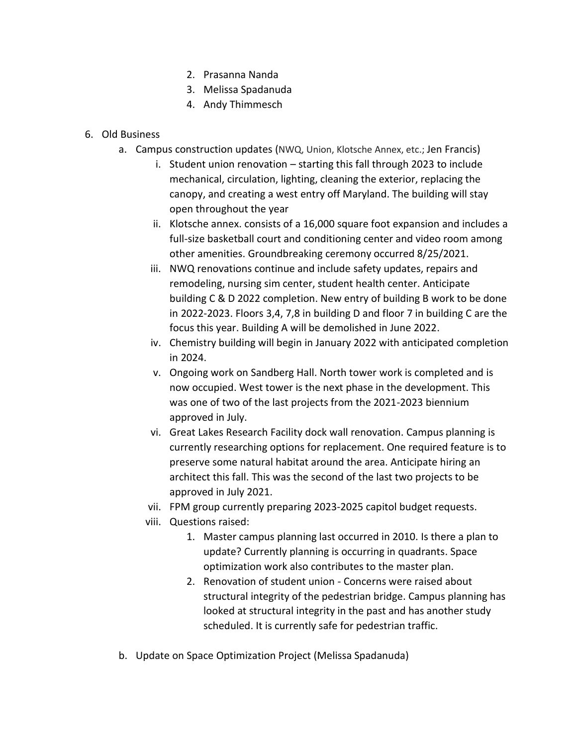2. Prasanna Nanda
3. Melissa Spadanuda
4. Andy Thimmesch

6. Old Business
   a. Campus construction updates (NWQ, Union, Klotsche Annex, etc.; Jen Francis)
      i. Student union renovation – starting this fall through 2023 to include mechanical, circulation, lighting, cleaning the exterior, replacing the canopy, and creating a west entry off Maryland. The building will stay open throughout the year
      ii. Klotsche annex. consists of a 16,000 square foot expansion and includes a full-size basketball court and conditioning center and video room among other amenities. Groundbreaking ceremony occurred 8/25/2021.
      iii. NWQ renovations continue and include safety updates, repairs and remodeling, nursing sim center, student health center. Anticipate building C & D 2022 completion. New entry of building B work to be done in 2022-2023. Floors 3,4, 7,8 in building D and floor 7 in building C are the focus this year. Building A will be demolished in June 2022.
      iv. Chemistry building will begin in January 2022 with anticipated completion in 2024.
      v. Ongoing work on Sandberg Hall. North tower work is completed and is now occupied. West tower is the next phase in the development. This was one of two of the last projects from the 2021-2023 biennium approved in July.
      vi. Great Lakes Research Facility dock wall renovation. Campus planning is currently researching options for replacement. One required feature is to preserve some natural habitat around the area. Anticipate hiring an architect this fall. This was the second of the last two projects to be approved in July 2021.
      vii. FPM group currently preparing 2023-2025 capitol budget requests.
      viii. Questions raised:
         1. Master campus planning last occurred in 2010. Is there a plan to update? Currently planning is occurring in quadrants. Space optimization work also contributes to the master plan.
         2. Renovation of student union - Concerns were raised about structural integrity of the pedestrian bridge. Campus planning has looked at structural integrity in the past and has another study scheduled. It is currently safe for pedestrian traffic.

   b. Update on Space Optimization Project (Melissa Spadanuda)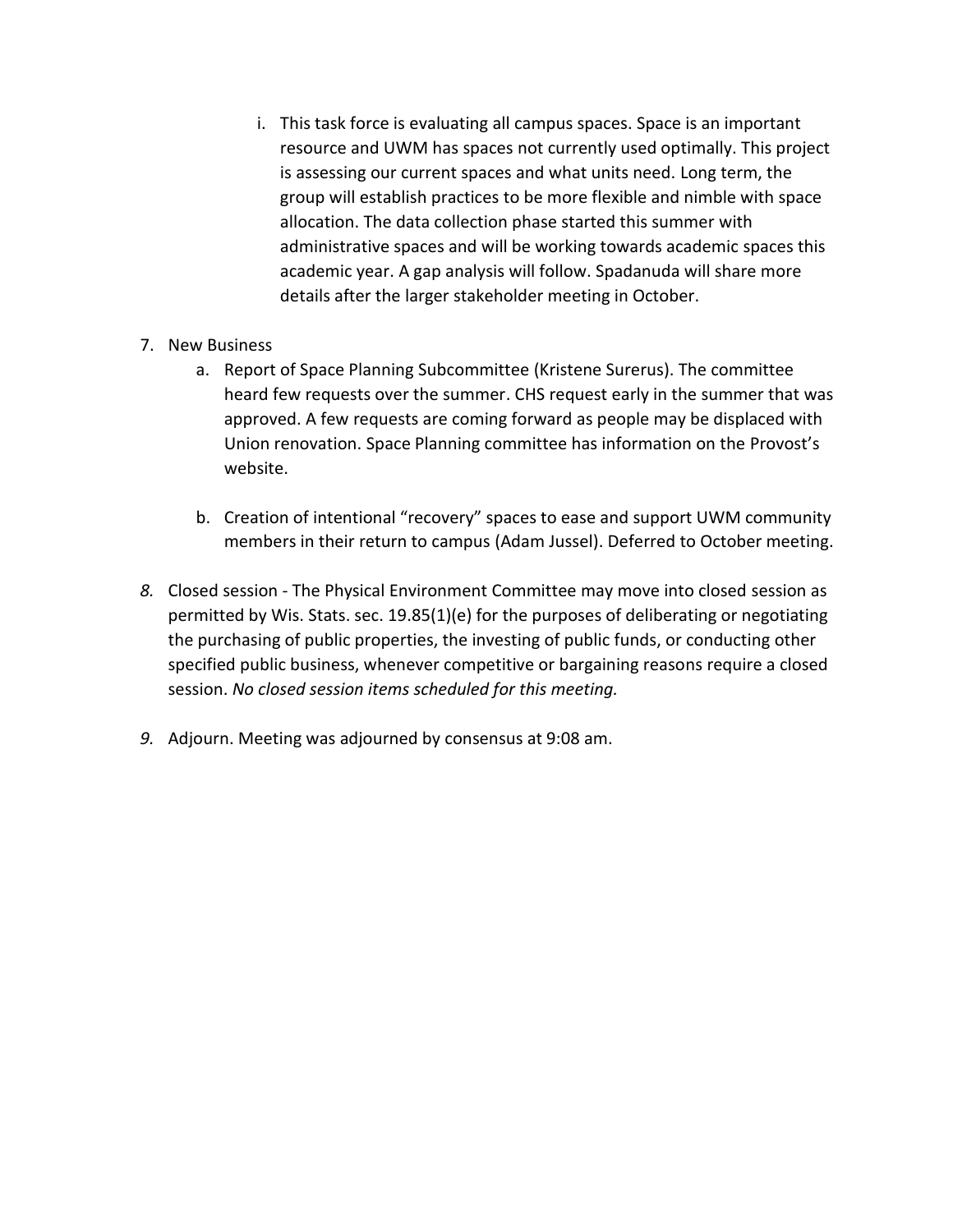i. This task force is evaluating all campus spaces. Space is an important resource and UWM has spaces not currently used optimally. This project is assessing our current spaces and what units need. Long term, the group will establish practices to be more flexible and nimble with space allocation. The data collection phase started this summer with administrative spaces and will be working towards academic spaces this academic year. A gap analysis will follow. Spadanuda will share more details after the larger stakeholder meeting in October.

7. New Business
   a. Report of Space Planning Subcommittee (Kristene Surerus). The committee heard few requests over the summer. CHS request early in the summer that was approved. A few requests are coming forward as people may be displaced with Union renovation. Space Planning committee has information on the Provost's website.

   b. Creation of intentional "recovery" spaces to ease and support UWM community members in their return to campus (Adam Jussel). Deferred to October meeting.

8. Closed session - The Physical Environment Committee may move into closed session as permitted by Wis. Stats. sec. 19.85(1)(e) for the purposes of deliberating or negotiating the purchasing of public properties, the investing of public funds, or conducting other specified public business, whenever competitive or bargaining reasons require a closed session. *No closed session items scheduled for this meeting.*

9. Adjourn. Meeting was adjourned by consensus at 9:08 am.